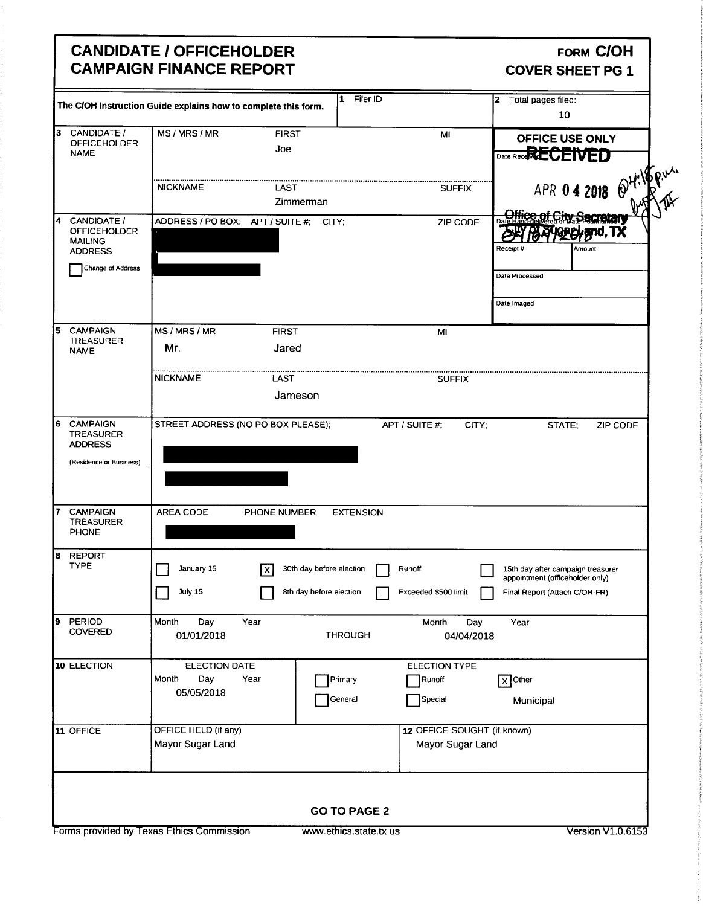# CANDIDATE / OFFICEHOLDER CAMPAIGN FINANCE REPORT

**FORM C/OH**
**COVER SHEET PG 1**

The C/OH Instruction Guide explains how to complete this form.

| | | |
|---|---|---|
| **1** Filer ID | | **2** Total pages filed: 10 |

**3 CANDIDATE / OFFICEHOLDER NAME**

| MS / MRS / MR | FIRST | MI |
|---|---|---|
| | Joe | |
| **NICKNAME** | **LAST** | **SUFFIX** |
| | Zimmerman | |

**OFFICE USE ONLY**

Date Received: RECEIVED APR 04 2018 04:18 p.m.
Office of City Secretary
City of Sugar Land, TX

Date Hand-delivered or Date Postmarked: 04/04/2018

Receipt # | Amount

Date Processed

Date Imaged

**4 CANDIDATE / OFFICEHOLDER MAILING ADDRESS**

☐ Change of Address

ADDRESS / PO BOX; APT / SUITE #; CITY; ZIP CODE

[REDACTED]

[REDACTED]

**5 CAMPAIGN TREASURER NAME**

| MS / MRS / MR | FIRST | MI |
|---|---|---|
| Mr. | Jared | |
| **NICKNAME** | **LAST** | **SUFFIX** |
| | Jameson | |

**6 CAMPAIGN TREASURER ADDRESS** (Residence or Business)

STREET ADDRESS (NO PO BOX PLEASE); APT / SUITE #; CITY; STATE; ZIP CODE

[REDACTED]

[REDACTED]

**7 CAMPAIGN TREASURER PHONE**

AREA CODE | PHONE NUMBER | EXTENSION

[REDACTED]

**8 REPORT TYPE**

- ☐ January 15
- ☐ July 15
- ☒ 30th day before election
- ☐ 8th day before election
- ☐ Runoff
- ☐ Exceeded $500 limit
- ☐ 15th day after campaign treasurer appointment (officeholder only)
- ☐ Final Report (Attach C/OH-FR)

**9 PERIOD COVERED**

| Month Day Year | | Month Day Year |
|---|---|---|
| 01/01/2018 | THROUGH | 04/04/2018 |

**10 ELECTION**

ELECTION DATE (Month Day Year): 05/05/2018

ELECTION TYPE:
- ☐ Primary
- ☐ General
- ☐ Runoff
- ☐ Special
- ☒ Other: Municipal

**11 OFFICE**

| OFFICE HELD (if any) | **12** OFFICE SOUGHT (if known) |
|---|---|
| Mayor Sugar Land | Mayor Sugar Land |

**GO TO PAGE 2**

Forms provided by Texas Ethics Commission | www.ethics.state.tx.us | Version V1.0.6153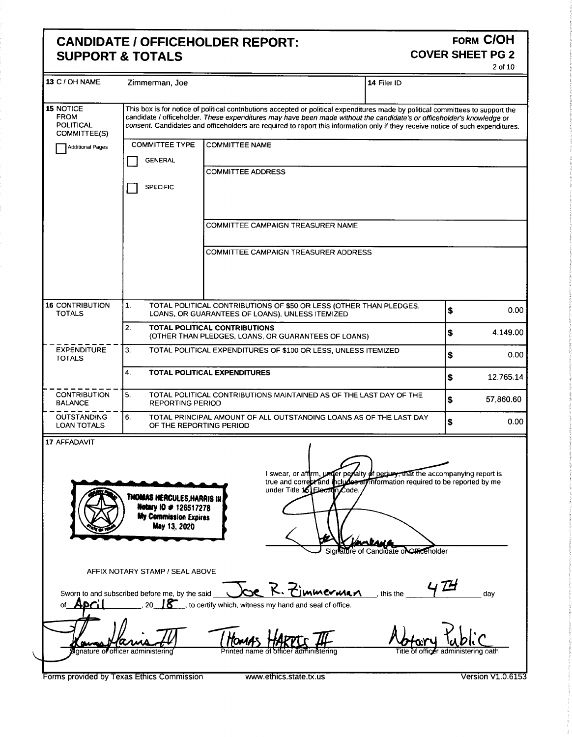# CANDIDATE / OFFICEHOLDER REPORT: SUPPORT & TOTALS

**FORM C/OH**
**COVER SHEET PG 2**

| | | | |
|---|---|---|---|
| **13** C / OH NAME | Zimmerman, Joe | **14** Filer ID | |

**15** NOTICE FROM POLITICAL COMMITTEE(S)

This box is for notice of political contributions accepted or political expenditures made by political committees to support the candidate / officeholder. *These expenditures may have been made without the candidate's or officeholder's knowledge or consent.* Candidates and officeholders are required to report this information only if they receive notice of such expenditures.

☐ Additional Pages

| COMMITTEE TYPE | |
|---|---|
| ☐ GENERAL | COMMITTEE NAME |
| ☐ SPECIFIC | COMMITTEE ADDRESS |
| | COMMITTEE CAMPAIGN TREASURER NAME |
| | COMMITTEE CAMPAIGN TREASURER ADDRESS |

| | | |
|---|---|---|
| **16** CONTRIBUTION TOTALS | 1. TOTAL POLITICAL CONTRIBUTIONS OF $50 OR LESS (OTHER THAN PLEDGES, LOANS, OR GUARANTEES OF LOANS), UNLESS ITEMIZED | $ 0.00 |
| | 2. **TOTAL POLITICAL CONTRIBUTIONS** (OTHER THAN PLEDGES, LOANS, OR GUARANTEES OF LOANS) | $ 4,149.00 |
| EXPENDITURE TOTALS | 3. TOTAL POLITICAL EXPENDITURES OF $100 OR LESS, UNLESS ITEMIZED | $ 0.00 |
| | 4. **TOTAL POLITICAL EXPENDITURES** | $ 12,765.14 |
| CONTRIBUTION BALANCE | 5. TOTAL POLITICAL CONTRIBUTIONS MAINTAINED AS OF THE LAST DAY OF THE REPORTING PERIOD | $ 57,860.60 |
| OUTSTANDING LOAN TOTALS | 6. TOTAL PRINCIPAL AMOUNT OF ALL OUTSTANDING LOANS AS OF THE LAST DAY OF THE REPORTING PERIOD | $ 0.00 |

**17** AFFADAVIT

THOMAS HERCULES HARRIS III
Notary ID # 126517278
My Commission Expires
May 13, 2020

I swear, or affirm, under penalty of perjury, that the accompanying report is true and correct and includes all information required to be reported by me under Title 15, Election Code.

Signature of Candidate or Officeholder

AFFIX NOTARY STAMP / SEAL ABOVE

Sworn to and subscribed before me, by the said Joe R. Zimmerman, this the 4TH day of April, 20 18, to certify which, witness my hand and seal of office.

| Signature of officer administering | Printed name of officer administering | Title of officer administering oath |
|---|---|---|
| (signature) | Thomas Harris III | Notary Public |

Forms provided by Texas Ethics Commission www.ethics.state.tx.us Version V1.0.6153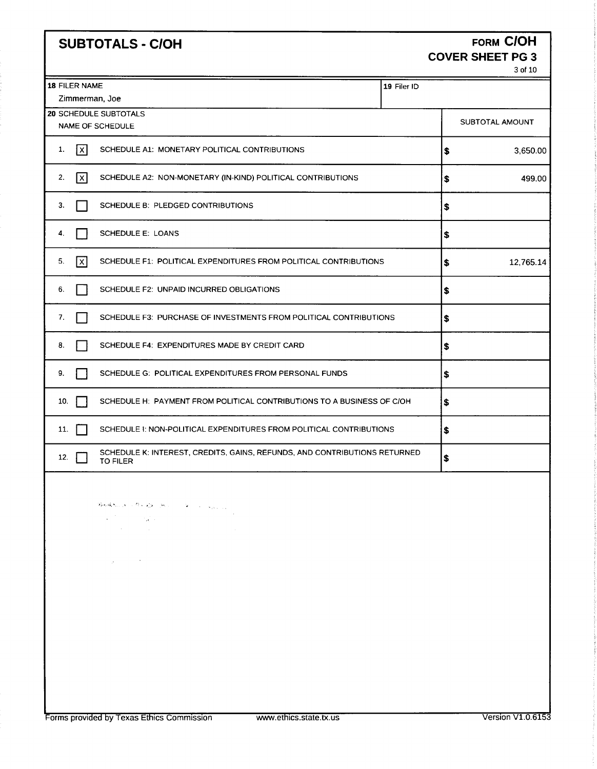# SUBTOTALS - C/OH

**FORM C/OH**
**COVER SHEET PG 3**

| 18 FILER NAME | 19 Filer ID |
|---|---|
| Zimmerman, Joe | |

**20 SCHEDULE SUBTOTALS**

| | | NAME OF SCHEDULE | SUBTOTAL AMOUNT |
|---|---|---|---|
| 1. | [X] | SCHEDULE A1: MONETARY POLITICAL CONTRIBUTIONS | $ 3,650.00 |
| 2. | [X] | SCHEDULE A2: NON-MONETARY (IN-KIND) POLITICAL CONTRIBUTIONS | $ 499.00 |
| 3. | [ ] | SCHEDULE B: PLEDGED CONTRIBUTIONS | $ |
| 4. | [ ] | SCHEDULE E: LOANS | $ |
| 5. | [X] | SCHEDULE F1: POLITICAL EXPENDITURES FROM POLITICAL CONTRIBUTIONS | $ 12,765.14 |
| 6. | [ ] | SCHEDULE F2: UNPAID INCURRED OBLIGATIONS | $ |
| 7. | [ ] | SCHEDULE F3: PURCHASE OF INVESTMENTS FROM POLITICAL CONTRIBUTIONS | $ |
| 8. | [ ] | SCHEDULE F4: EXPENDITURES MADE BY CREDIT CARD | $ |
| 9. | [ ] | SCHEDULE G: POLITICAL EXPENDITURES FROM PERSONAL FUNDS | $ |
| 10. | [ ] | SCHEDULE H: PAYMENT FROM POLITICAL CONTRIBUTIONS TO A BUSINESS OF C/OH | $ |
| 11. | [ ] | SCHEDULE I: NON-POLITICAL EXPENDITURES FROM POLITICAL CONTRIBUTIONS | $ |
| 12. | [ ] | SCHEDULE K: INTEREST, CREDITS, GAINS, REFUNDS, AND CONTRIBUTIONS RETURNED TO FILER | $ |

Forms provided by Texas Ethics Commission www.ethics.state.tx.us Version V1.0.6153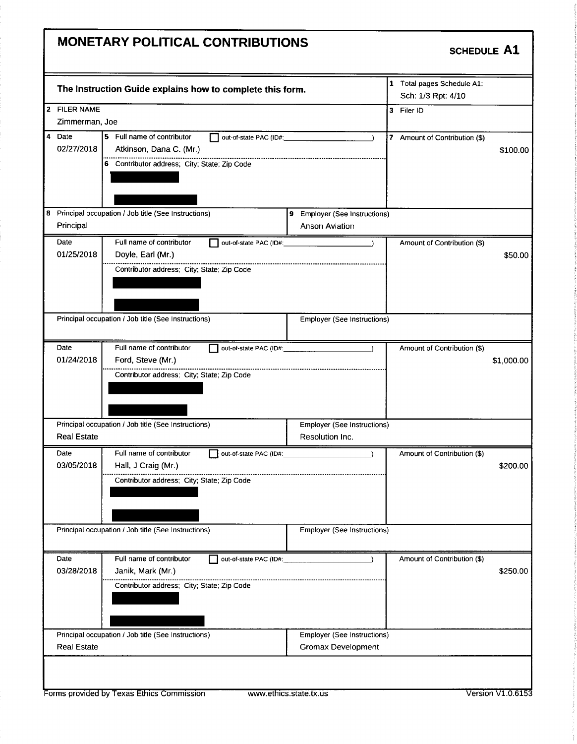# MONETARY POLITICAL CONTRIBUTIONS

**SCHEDULE A1**

**The Instruction Guide explains how to complete this form.**

1 Total pages Schedule A1: Sch: 1/3 Rpt: 4/10

2 FILER NAME: Zimmerman, Joe

3 Filer ID:

| 4 Date | 5 Full name of contributor / 6 Contributor address; City; State; Zip Code | out-of-state PAC (ID#: ) | 7 Amount of Contribution ($) |
|---|---|---|---|
| 02/27/2018 | Atkinson, Dana C. (Mr.) | | $100.00 |

| 8 Principal occupation / Job title (See Instructions) | 9 Employer (See Instructions) |
|---|---|
| Principal | Anson Aviation |

| Date | Full name of contributor / Contributor address; City; State; Zip Code | out-of-state PAC (ID#: ) | Amount of Contribution ($) |
|---|---|---|---|
| 01/25/2018 | Doyle, Earl (Mr.) | | $50.00 |

| Principal occupation / Job title (See Instructions) | Employer (See Instructions) |
|---|---|
| | |

| Date | Full name of contributor / Contributor address; City; State; Zip Code | out-of-state PAC (ID#: ) | Amount of Contribution ($) |
|---|---|---|---|
| 01/24/2018 | Ford, Steve (Mr.) | | $1,000.00 |

| Principal occupation / Job title (See Instructions) | Employer (See Instructions) |
|---|---|
| Real Estate | Resolution Inc. |

| Date | Full name of contributor / Contributor address; City; State; Zip Code | out-of-state PAC (ID#: ) | Amount of Contribution ($) |
|---|---|---|---|
| 03/05/2018 | Hall, J Craig (Mr.) | | $200.00 |

| Principal occupation / Job title (See Instructions) | Employer (See Instructions) |
|---|---|
| | |

| Date | Full name of contributor / Contributor address; City; State; Zip Code | out-of-state PAC (ID#: ) | Amount of Contribution ($) |
|---|---|---|---|
| 03/28/2018 | Janik, Mark (Mr.) | | $250.00 |

| Principal occupation / Job title (See Instructions) | Employer (See Instructions) |
|---|---|
| Real Estate | Gromax Development |

Forms provided by Texas Ethics Commission www.ethics.state.tx.us Version V1.0.6153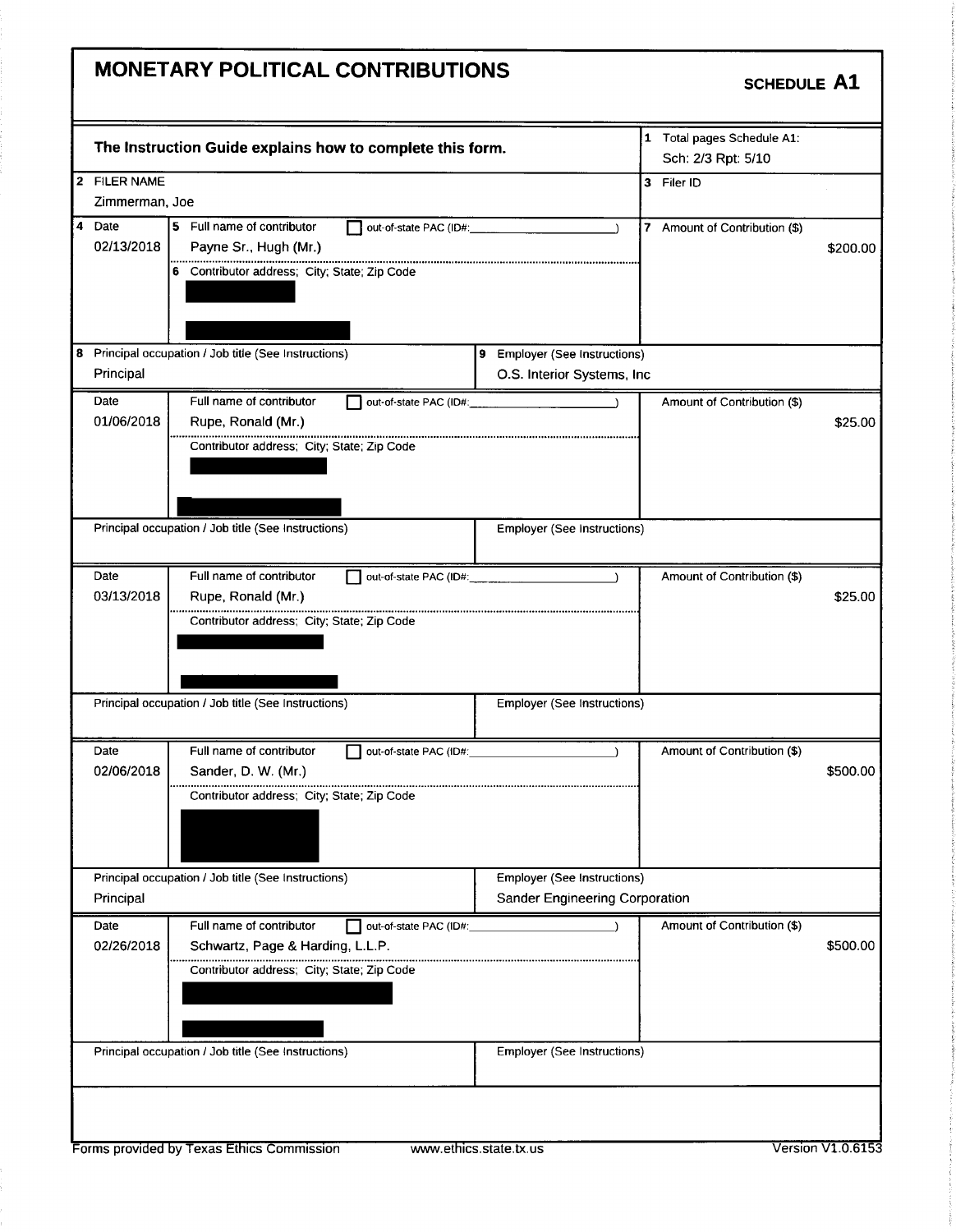# MONETARY POLITICAL CONTRIBUTIONS

**SCHEDULE A1**

**The Instruction Guide explains how to complete this form.**

1 Total pages Schedule A1: Sch: 2/3 Rpt: 5/10

2 FILER NAME: Zimmerman, Joe

3 Filer ID:

| 4 Date | 5 Full name of contributor / 6 Contributor address; City; State; Zip Code | out-of-state PAC (ID#: ) | 7 Amount of Contribution ($) | 8 Principal occupation / Job title | 9 Employer |
|---|---|---|---|---|---|
| 02/13/2018 | Payne Sr., Hugh (Mr.) / [redacted] | ☐ | $200.00 | Principal | O.S. Interior Systems, Inc |
| 01/06/2018 | Rupe, Ronald (Mr.) / [redacted] | ☐ | $25.00 | | |
| 03/13/2018 | Rupe, Ronald (Mr.) / [redacted] | ☐ | $25.00 | | |
| 02/06/2018 | Sander, D. W. (Mr.) / [redacted] | ☐ | $500.00 | Principal | Sander Engineering Corporation |
| 02/26/2018 | Schwartz, Page & Harding, L.L.P. / [redacted] | ☐ | $500.00 | | |

Forms provided by Texas Ethics Commission www.ethics.state.tx.us Version V1.0.6153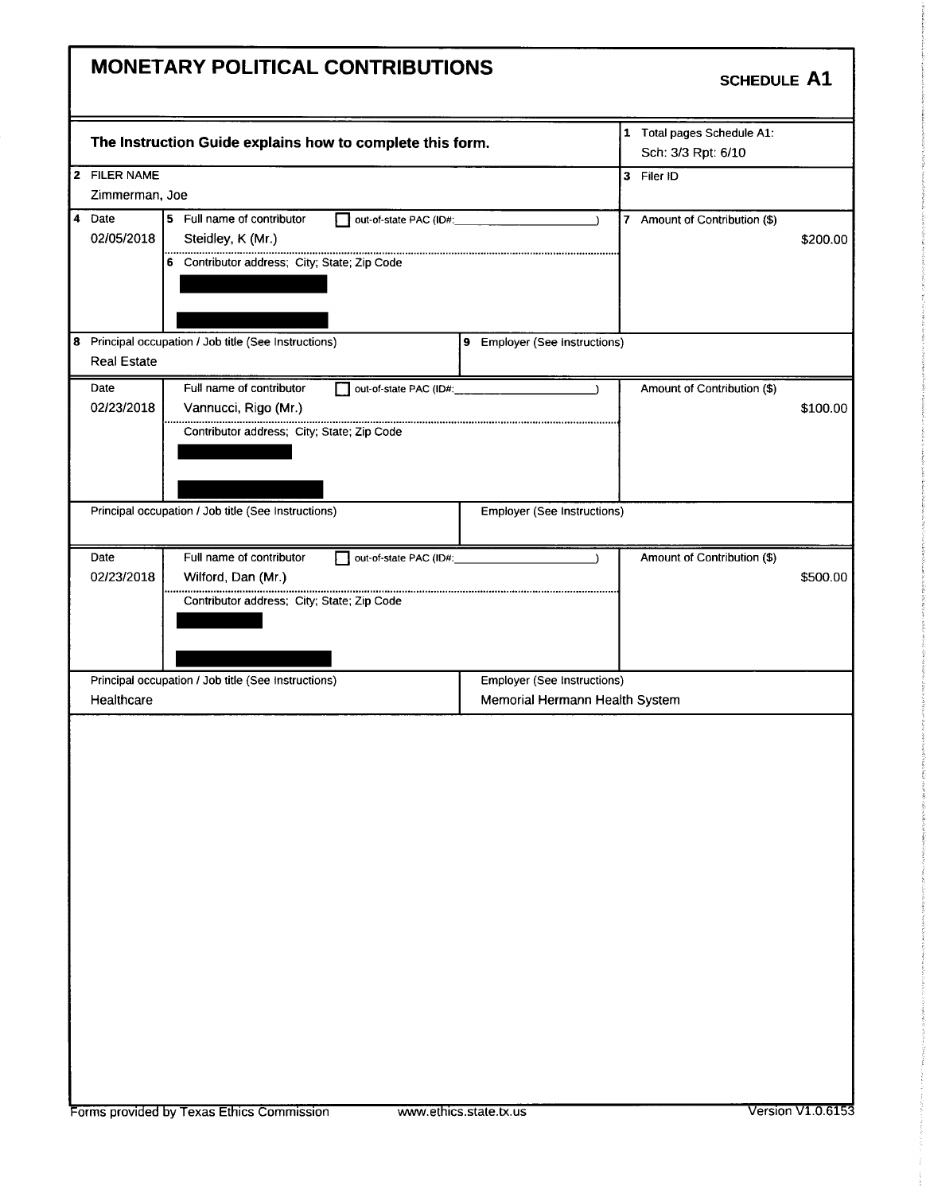# MONETARY POLITICAL CONTRIBUTIONS

**SCHEDULE A1**

**The Instruction Guide explains how to complete this form.**

1 Total pages Schedule A1: Sch: 3/3 Rpt: 6/10

2 FILER NAME: Zimmerman, Joe

3 Filer ID:

| 4 Date | 5 Full name of contributor | out-of-state PAC (ID#: ) | 7 Amount of Contribution ($) |
|---|---|---|---|
| 02/05/2018 | Steidley, K (Mr.) | | $200.00 |
| | 6 Contributor address; City; State; Zip Code: [redacted] | | |
| 8 Principal occupation / Job title (See Instructions): Real Estate | | 9 Employer (See Instructions): | |

| Date | Full name of contributor | out-of-state PAC (ID#: ) | Amount of Contribution ($) |
|---|---|---|---|
| 02/23/2018 | Vannucci, Rigo (Mr.) | | $100.00 |
| | Contributor address; City; State; Zip Code: [redacted] | | |
| Principal occupation / Job title (See Instructions): | | Employer (See Instructions): | |

| Date | Full name of contributor | out-of-state PAC (ID#: ) | Amount of Contribution ($) |
|---|---|---|---|
| 02/23/2018 | Wilford, Dan (Mr.) | | $500.00 |
| | Contributor address; City; State; Zip Code: [redacted] | | |
| Principal occupation / Job title (See Instructions): Healthcare | | Employer (See Instructions): Memorial Hermann Health System | |

Forms provided by Texas Ethics Commission www.ethics.state.tx.us Version V1.0.6153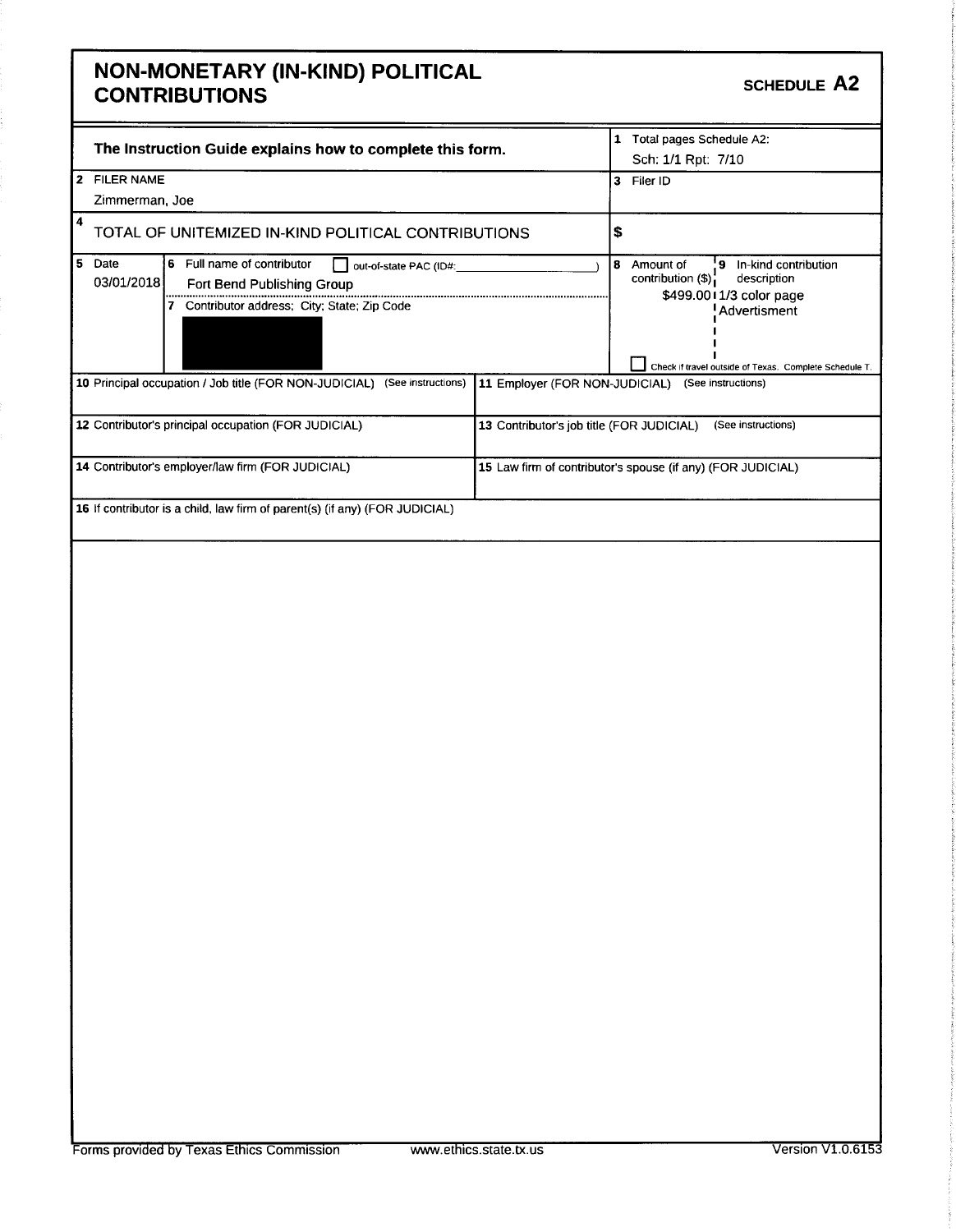# NON-MONETARY (IN-KIND) POLITICAL CONTRIBUTIONS

**SCHEDULE A2**

| | |
|---|---|
| **The Instruction Guide explains how to complete this form.** | 1 Total pages Schedule A2: Sch: 1/1 Rpt: 7/10 |
| 2 FILER NAME<br>Zimmerman, Joe | 3 Filer ID |
| 4 TOTAL OF UNITEMIZED IN-KIND POLITICAL CONTRIBUTIONS | $ |

| 5 Date | 6 Full name of contributor ☐ out-of-state PAC (ID#: ) | 8 Amount of contribution ($) | 9 In-kind contribution description |
|---|---|---|---|
| 03/01/2018 | Fort Bend Publishing Group | $499.00 | 1/3 color page Advertisment |
| | 7 Contributor address; City; State; Zip Code<br>[REDACTED] | | ☐ Check if travel outside of Texas. Complete Schedule T. |

| | |
|---|---|
| 10 Principal occupation / Job title (FOR NON-JUDICIAL) (See instructions) | 11 Employer (FOR NON-JUDICIAL) (See instructions) |
| 12 Contributor's principal occupation (FOR JUDICIAL) | 13 Contributor's job title (FOR JUDICIAL) (See instructions) |
| 14 Contributor's employer/law firm (FOR JUDICIAL) | 15 Law firm of contributor's spouse (if any) (FOR JUDICIAL) |
| 16 If contributor is a child, law firm of parent(s) (if any) (FOR JUDICIAL) | |

Forms provided by Texas Ethics Commission www.ethics.state.tx.us Version V1.0.6153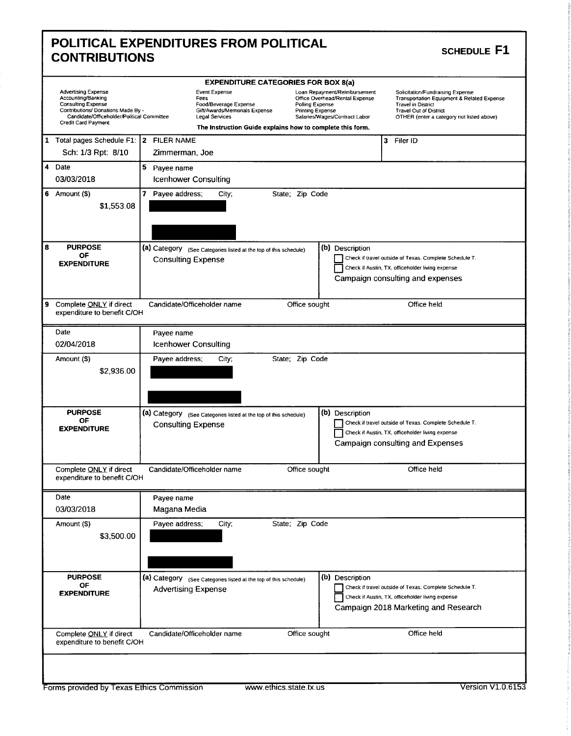# POLITICAL EXPENDITURES FROM POLITICAL CONTRIBUTIONS

**SCHEDULE F1**

**EXPENDITURE CATEGORIES FOR BOX 8(a)**

| | | | |
|---|---|---|---|
| Advertising Expense | Event Expense | Loan Repayment/Reimbursement | Solicitation/Fundraising Expense |
| Accounting/Banking | Fees | Office Overhead/Rental Expense | Transportation Equipment & Related Expense |
| Consulting Expense | Food/Beverage Expense | Polling Expense | Travel in District |
| Contributions/ Donations Made By - Candidate/Officeholder/Political Committee | Gift/Awards/Memorials Expense | Printing Expense | Travel Out of District |
| Credit Card Payment | Legal Services | Salaries/Wages/Contract Labor | OTHER (enter a category not listed above) |

**The Instruction Guide explains how to complete this form.**

| | | |
|---|---|---|
| 1 Total pages Schedule F1: Sch: 1/3 Rpt: 8/10 | 2 FILER NAME Zimmerman, Joe | 3 Filer ID |

---

**4 Date:** 03/03/2018

**5 Payee name:** Icenhower Consulting

**6 Amount ($):** $1,553.08

**7 Payee address; City; State; Zip Code:** [redacted]

**8 PURPOSE OF EXPENDITURE**

- (a) Category: Consulting Expense
- (b) Description: Campaign consulting and expenses
  - ☐ Check if travel outside of Texas. Complete Schedule T.
  - ☐ Check if Austin, TX, officeholder living expense

**9 Complete ONLY if direct expenditure to benefit C/OH** — Candidate/Officeholder name: | Office sought: | Office held:

---

**Date:** 02/04/2018

**Payee name:** Icenhower Consulting

**Amount ($):** $2,936.00

**Payee address; City; State; Zip Code:** [redacted]

**PURPOSE OF EXPENDITURE**

- (a) Category: Consulting Expense
- (b) Description: Campaign consulting and Expenses
  - ☐ Check if travel outside of Texas. Complete Schedule T.
  - ☐ Check if Austin, TX, officeholder living expense

**Complete ONLY if direct expenditure to benefit C/OH** — Candidate/Officeholder name: | Office sought: | Office held:

---

**Date:** 03/03/2018

**Payee name:** Magana Media

**Amount ($):** $3,500.00

**Payee address; City; State; Zip Code:** [redacted]

**PURPOSE OF EXPENDITURE**

- (a) Category: Advertising Expense
- (b) Description: Campaign 2018 Marketing and Research
  - ☐ Check if travel outside of Texas. Complete Schedule T.
  - ☐ Check if Austin, TX, officeholder living expense

**Complete ONLY if direct expenditure to benefit C/OH** — Candidate/Officeholder name: | Office sought: | Office held:

---

Forms provided by Texas Ethics Commission www.ethics.state.tx.us Version V1.0.6153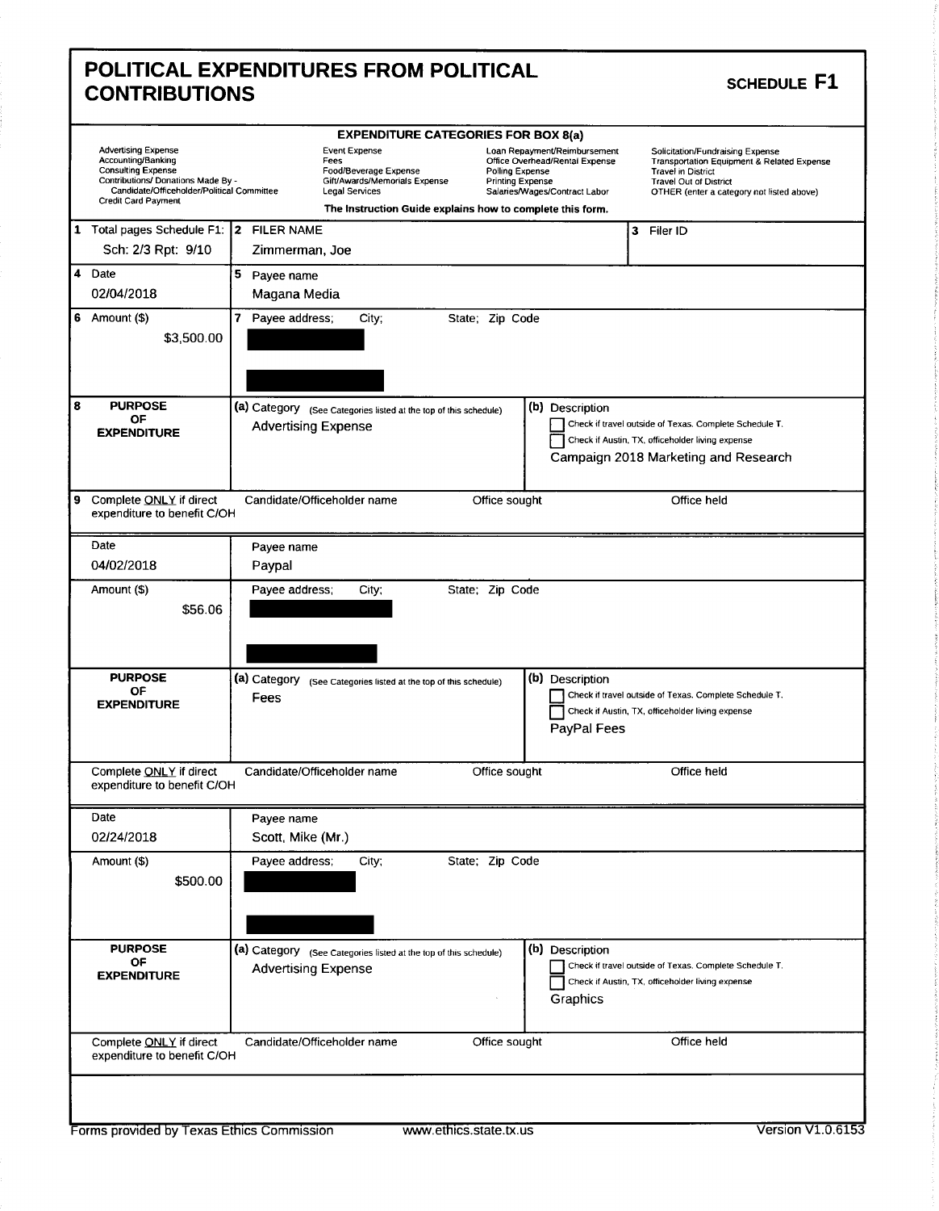# POLITICAL EXPENDITURES FROM POLITICAL CONTRIBUTIONS

**SCHEDULE F1**

**EXPENDITURE CATEGORIES FOR BOX 8(a)**

| | | | |
|---|---|---|---|
| Advertising Expense | Event Expense | Loan Repayment/Reimbursement | Solicitation/Fundraising Expense |
| Accounting/Banking | Fees | Office Overhead/Rental Expense | Transportation Equipment & Related Expense |
| Consulting Expense | Food/Beverage Expense | Polling Expense | Travel in District |
| Contributions/ Donations Made By - Candidate/Officeholder/Political Committee | Gift/Awards/Memorials Expense | Printing Expense | Travel Out of District |
| Credit Card Payment | Legal Services | Salaries/Wages/Contract Labor | OTHER (enter a category not listed above) |

**The Instruction Guide explains how to complete this form.**

| | | |
|---|---|---|
| 1 Total pages Schedule F1: Sch: 2/3 Rpt: 9/10 | 2 FILER NAME Zimmerman, Joe | 3 Filer ID |

---

| | |
|---|---|
| 4 Date: 02/04/2018 | 5 Payee name: Magana Media |
| 6 Amount ($): $3,500.00 | 7 Payee address; City; State; Zip Code: [redacted] |
| 8 PURPOSE OF EXPENDITURE | (a) Category: Advertising Expense |
| | (b) Description: ☐ Check if travel outside of Texas. Complete Schedule T. ☐ Check if Austin, TX, officeholder living expense. Campaign 2018 Marketing and Research |
| 9 Complete ONLY if direct expenditure to benefit C/OH | Candidate/Officeholder name / Office sought / Office held |

---

| | |
|---|---|
| Date: 04/02/2018 | Payee name: Paypal |
| Amount ($): $56.06 | Payee address; City; State; Zip Code: [redacted] |
| PURPOSE OF EXPENDITURE | (a) Category: Fees |
| | (b) Description: ☐ Check if travel outside of Texas. Complete Schedule T. ☐ Check if Austin, TX, officeholder living expense. PayPal Fees |
| Complete ONLY if direct expenditure to benefit C/OH | Candidate/Officeholder name / Office sought / Office held |

---

| | |
|---|---|
| Date: 02/24/2018 | Payee name: Scott, Mike (Mr.) |
| Amount ($): $500.00 | Payee address; City; State; Zip Code: [redacted] |
| PURPOSE OF EXPENDITURE | (a) Category: Advertising Expense |
| | (b) Description: ☐ Check if travel outside of Texas. Complete Schedule T. ☐ Check if Austin, TX, officeholder living expense. Graphics |
| Complete ONLY if direct expenditure to benefit C/OH | Candidate/Officeholder name / Office sought / Office held |

Forms provided by Texas Ethics Commission www.ethics.state.tx.us Version V1.0.6153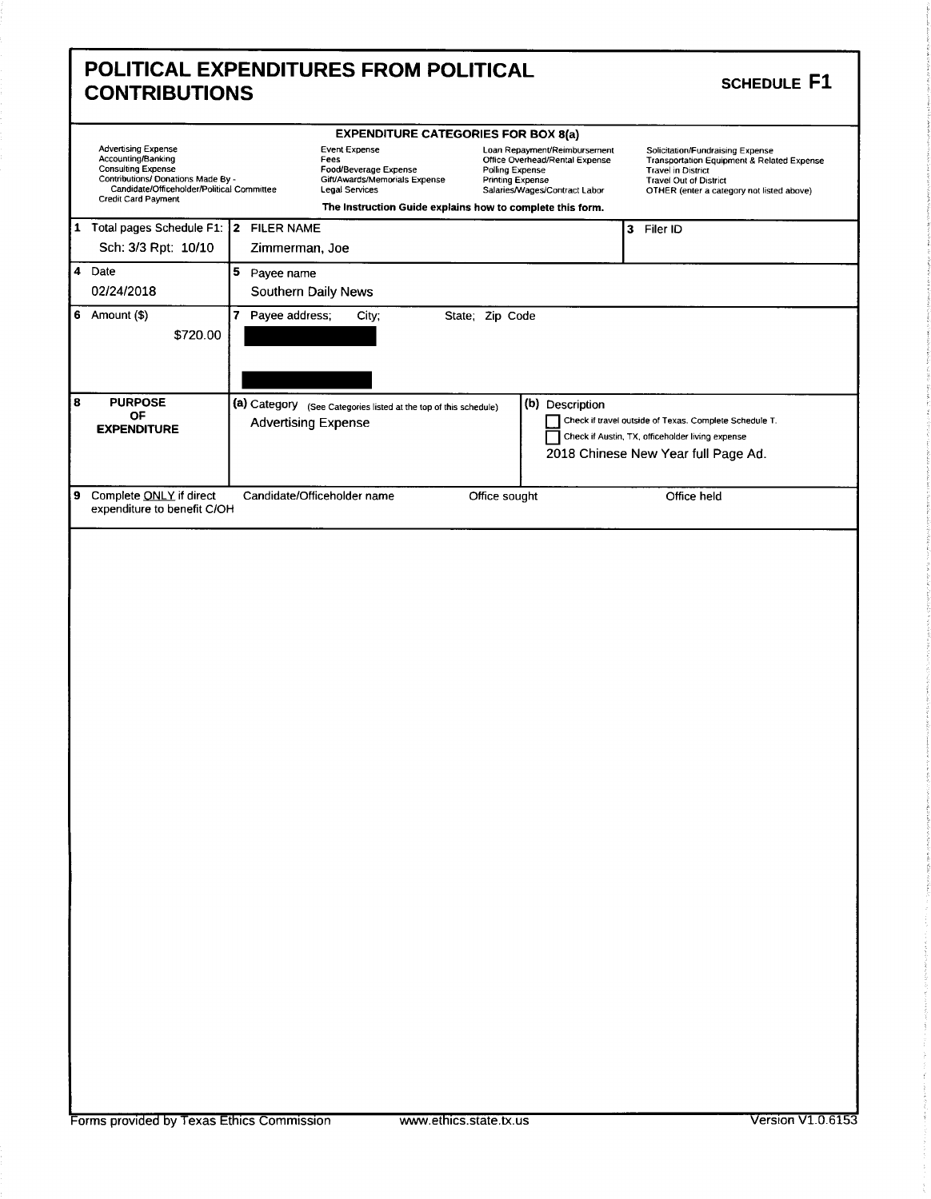# POLITICAL EXPENDITURES FROM POLITICAL CONTRIBUTIONS

**SCHEDULE F1**

**EXPENDITURE CATEGORIES FOR BOX 8(a)**

| | | | |
|---|---|---|---|
| Advertising Expense | Event Expense | Loan Repayment/Reimbursement | Solicitation/Fundraising Expense |
| Accounting/Banking | Fees | Office Overhead/Rental Expense | Transportation Equipment & Related Expense |
| Consulting Expense | Food/Beverage Expense | Polling Expense | Travel in District |
| Contributions/ Donations Made By - Candidate/Officeholder/Political Committee | Gift/Awards/Memorials Expense | Printing Expense | Travel Out of District |
| Credit Card Payment | Legal Services | Salaries/Wages/Contract Labor | OTHER (enter a category not listed above) |

**The Instruction Guide explains how to complete this form.**

| | | |
|---|---|---|
| 1 Total pages Schedule F1: Sch: 3/3 Rpt: 10/10 | 2 FILER NAME Zimmerman, Joe | 3 Filer ID |
| 4 Date 02/24/2018 | 5 Payee name Southern Daily News | |
| 6 Amount ($) $720.00 | 7 Payee address; City; State; Zip Code | |
| 8 **PURPOSE OF EXPENDITURE** | (a) Category (See Categories listed at the top of this schedule) Advertising Expense | (b) Description ☐ Check if travel outside of Texas. Complete Schedule T. ☐ Check if Austin, TX, officeholder living expense 2018 Chinese New Year full Page Ad. |
| 9 Complete ONLY if direct expenditure to benefit C/OH | Candidate/Officeholder name | Office sought / Office held |

Forms provided by Texas Ethics Commission www.ethics.state.tx.us Version V1.0.6153